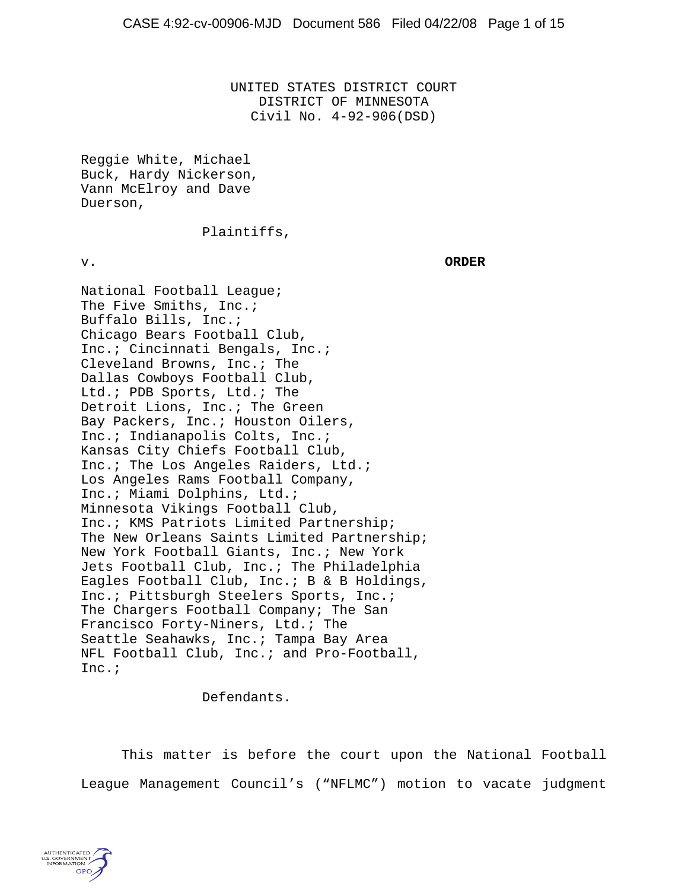UNITED STATES DISTRICT COURT
DISTRICT OF MINNESOTA
Civil No. 4-92-906(DSD)

Reggie White, Michael Buck, Hardy Nickerson, Vann McElroy and Dave Duerson,

Plaintiffs,

v. **ORDER**

National Football League; The Five Smiths, Inc.; Buffalo Bills, Inc.; Chicago Bears Football Club, Inc.; Cincinnati Bengals, Inc.; Cleveland Browns, Inc.; The Dallas Cowboys Football Club, Ltd.; PDB Sports, Ltd.; The Detroit Lions, Inc.; The Green Bay Packers, Inc.; Houston Oilers, Inc.; Indianapolis Colts, Inc.; Kansas City Chiefs Football Club, Inc.; The Los Angeles Raiders, Ltd.; Los Angeles Rams Football Company, Inc.; Miami Dolphins, Ltd.; Minnesota Vikings Football Club, Inc.; KMS Patriots Limited Partnership; The New Orleans Saints Limited Partnership; New York Football Giants, Inc.; New York Jets Football Club, Inc.; The Philadelphia Eagles Football Club, Inc.; B & B Holdings, Inc.; Pittsburgh Steelers Sports, Inc.; The Chargers Football Company; The San Francisco Forty-Niners, Ltd.; The Seattle Seahawks, Inc.; Tampa Bay Area NFL Football Club, Inc.; and Pro-Football, Inc.;

Defendants.

This matter is before the court upon the National Football League Management Council's ("NFLMC") motion to vacate judgment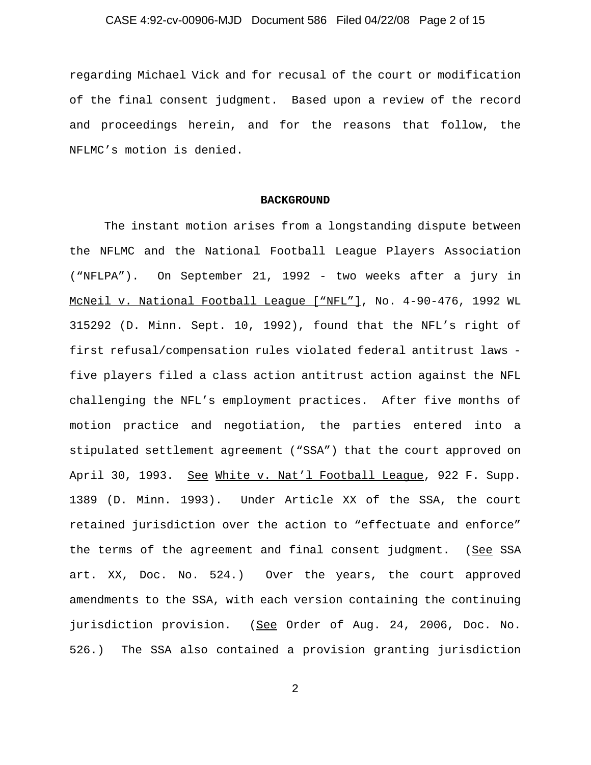regarding Michael Vick and for recusal of the court or modification of the final consent judgment. Based upon a review of the record and proceedings herein, and for the reasons that follow, the NFLMC's motion is denied.

**BACKGROUND**

The instant motion arises from a longstanding dispute between the NFLMC and the National Football League Players Association ("NFLPA"). On September 21, 1992 - two weeks after a jury in McNeil v. National Football League ["NFL"], No. 4-90-476, 1992 WL 315292 (D. Minn. Sept. 10, 1992), found that the NFL's right of first refusal/compensation rules violated federal antitrust laws - five players filed a class action antitrust action against the NFL challenging the NFL's employment practices. After five months of motion practice and negotiation, the parties entered into a stipulated settlement agreement ("SSA") that the court approved on April 30, 1993. See White v. Nat'l Football League, 922 F. Supp. 1389 (D. Minn. 1993). Under Article XX of the SSA, the court retained jurisdiction over the action to "effectuate and enforce" the terms of the agreement and final consent judgment. (See SSA art. XX, Doc. No. 524.) Over the years, the court approved amendments to the SSA, with each version containing the continuing jurisdiction provision. (See Order of Aug. 24, 2006, Doc. No. 526.) The SSA also contained a provision granting jurisdiction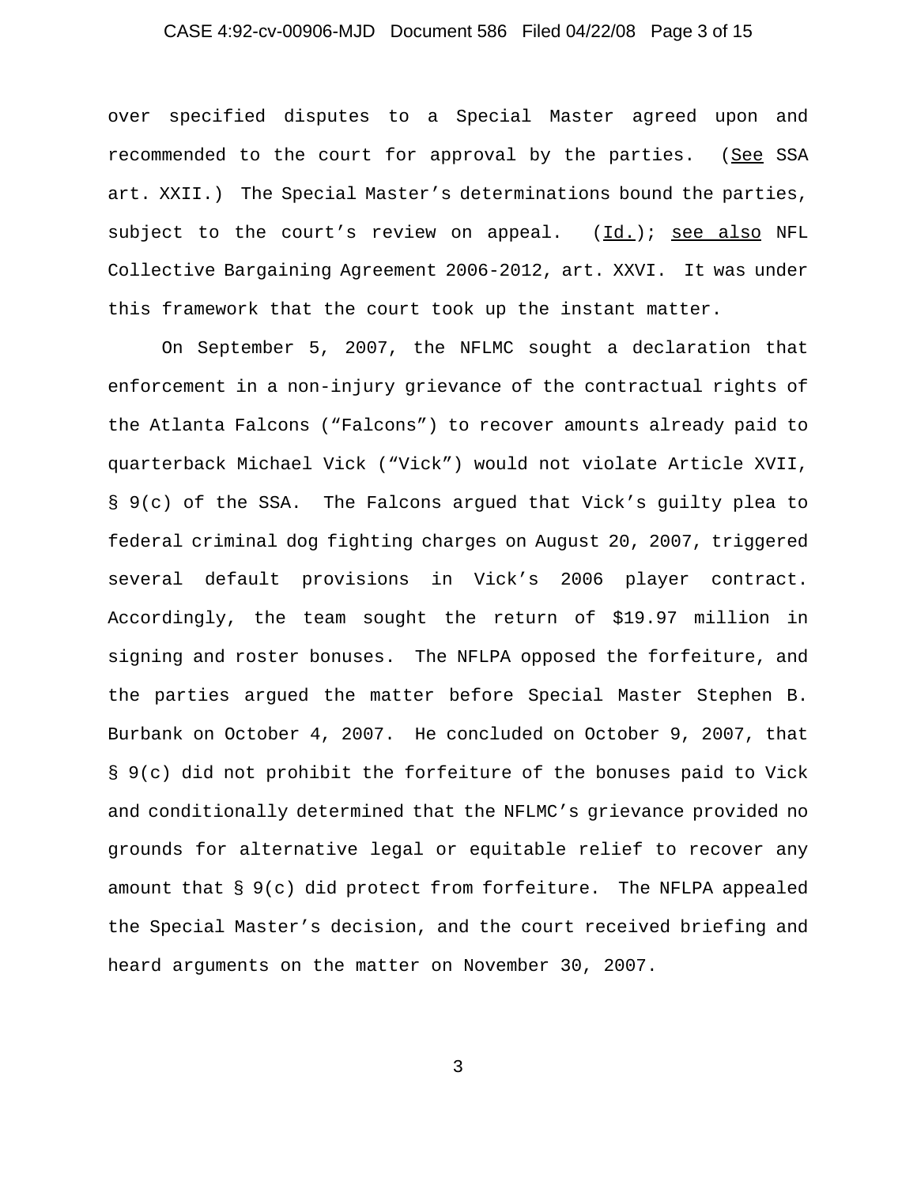over specified disputes to a Special Master agreed upon and recommended to the court for approval by the parties. (See SSA art. XXII.) The Special Master's determinations bound the parties, subject to the court's review on appeal. (Id.); see also NFL Collective Bargaining Agreement 2006-2012, art. XXVI. It was under this framework that the court took up the instant matter.

On September 5, 2007, the NFLMC sought a declaration that enforcement in a non-injury grievance of the contractual rights of the Atlanta Falcons ("Falcons") to recover amounts already paid to quarterback Michael Vick ("Vick") would not violate Article XVII, § 9(c) of the SSA. The Falcons argued that Vick's guilty plea to federal criminal dog fighting charges on August 20, 2007, triggered several default provisions in Vick's 2006 player contract. Accordingly, the team sought the return of $19.97 million in signing and roster bonuses. The NFLPA opposed the forfeiture, and the parties argued the matter before Special Master Stephen B. Burbank on October 4, 2007. He concluded on October 9, 2007, that § 9(c) did not prohibit the forfeiture of the bonuses paid to Vick and conditionally determined that the NFLMC's grievance provided no grounds for alternative legal or equitable relief to recover any amount that § 9(c) did protect from forfeiture. The NFLPA appealed the Special Master's decision, and the court received briefing and heard arguments on the matter on November 30, 2007.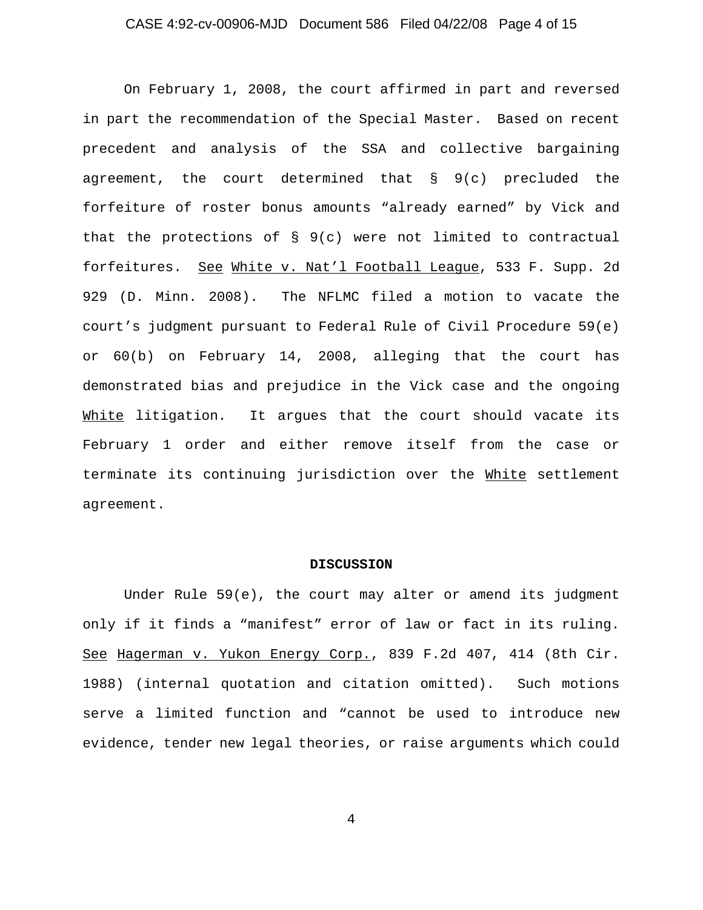On February 1, 2008, the court affirmed in part and reversed in part the recommendation of the Special Master. Based on recent precedent and analysis of the SSA and collective bargaining agreement, the court determined that § 9(c) precluded the forfeiture of roster bonus amounts "already earned" by Vick and that the protections of § 9(c) were not limited to contractual forfeitures. See White v. Nat'l Football League, 533 F. Supp. 2d 929 (D. Minn. 2008). The NFLMC filed a motion to vacate the court's judgment pursuant to Federal Rule of Civil Procedure 59(e) or 60(b) on February 14, 2008, alleging that the court has demonstrated bias and prejudice in the Vick case and the ongoing White litigation. It argues that the court should vacate its February 1 order and either remove itself from the case or terminate its continuing jurisdiction over the White settlement agreement.

**DISCUSSION**

Under Rule 59(e), the court may alter or amend its judgment only if it finds a "manifest" error of law or fact in its ruling. See Hagerman v. Yukon Energy Corp., 839 F.2d 407, 414 (8th Cir. 1988) (internal quotation and citation omitted). Such motions serve a limited function and "cannot be used to introduce new evidence, tender new legal theories, or raise arguments which could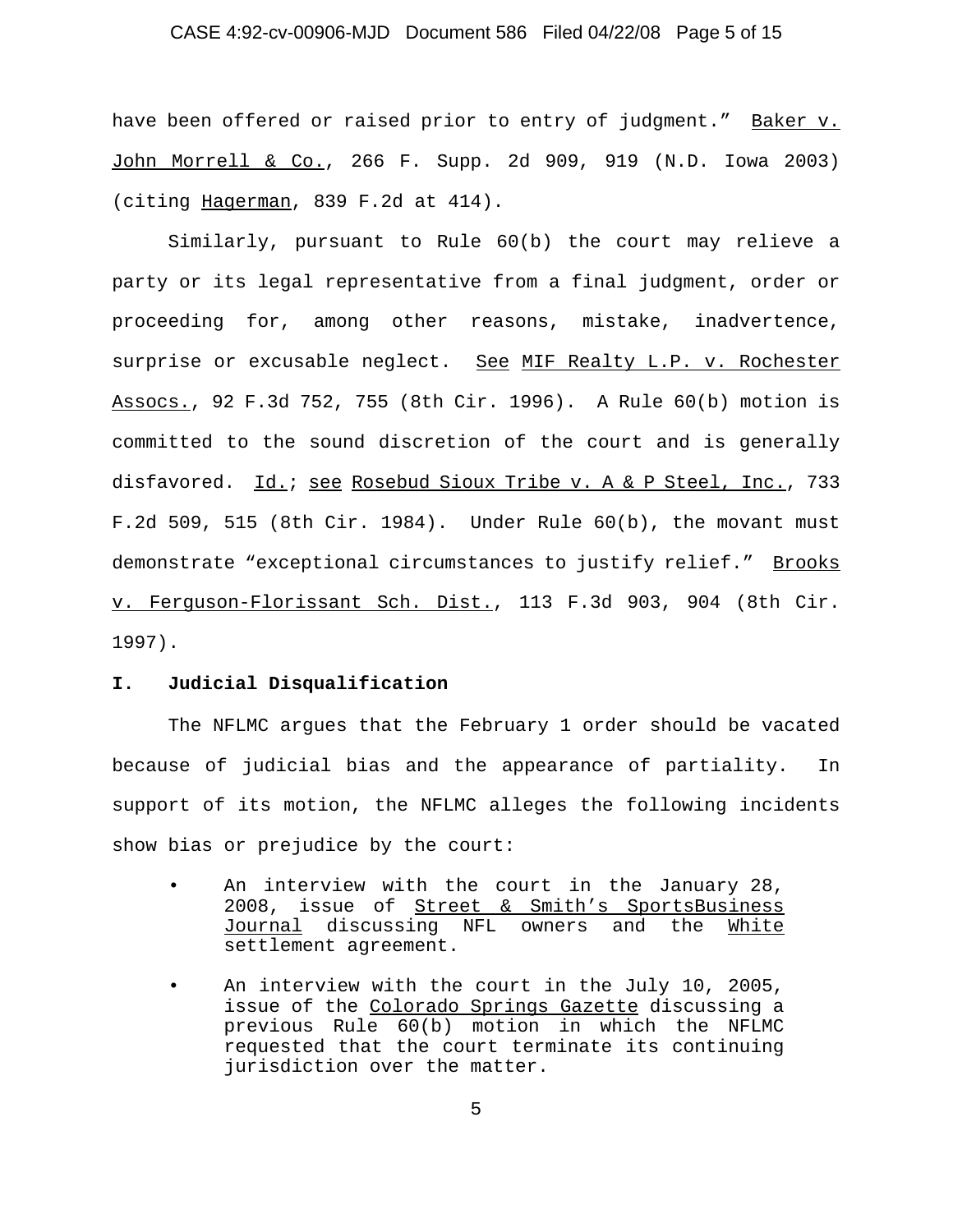have been offered or raised prior to entry of judgment." Baker v. John Morrell & Co., 266 F. Supp. 2d 909, 919 (N.D. Iowa 2003) (citing Hagerman, 839 F.2d at 414).

Similarly, pursuant to Rule 60(b) the court may relieve a party or its legal representative from a final judgment, order or proceeding for, among other reasons, mistake, inadvertence, surprise or excusable neglect. See MIF Realty L.P. v. Rochester Assocs., 92 F.3d 752, 755 (8th Cir. 1996). A Rule 60(b) motion is committed to the sound discretion of the court and is generally disfavored. Id.; see Rosebud Sioux Tribe v. A & P Steel, Inc., 733 F.2d 509, 515 (8th Cir. 1984). Under Rule 60(b), the movant must demonstrate "exceptional circumstances to justify relief." Brooks v. Ferguson-Florissant Sch. Dist., 113 F.3d 903, 904 (8th Cir. 1997).

**I. Judicial Disqualification**

The NFLMC argues that the February 1 order should be vacated because of judicial bias and the appearance of partiality. In support of its motion, the NFLMC alleges the following incidents show bias or prejudice by the court:

- An interview with the court in the January 28, 2008, issue of Street & Smith's SportsBusiness Journal discussing NFL owners and the White settlement agreement.
- An interview with the court in the July 10, 2005, issue of the Colorado Springs Gazette discussing a previous Rule 60(b) motion in which the NFLMC requested that the court terminate its continuing jurisdiction over the matter.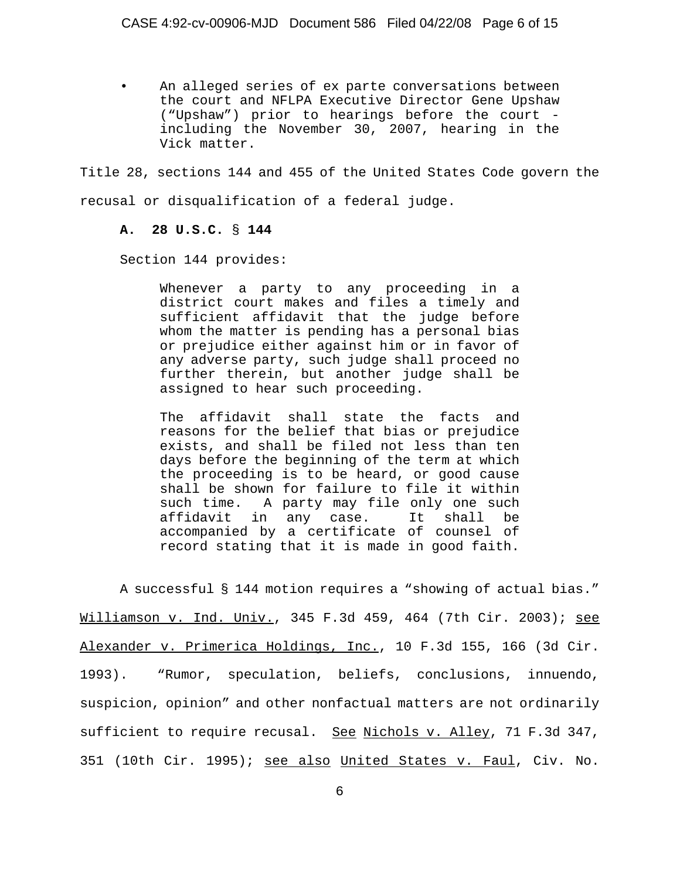- An alleged series of ex parte conversations between the court and NFLPA Executive Director Gene Upshaw ("Upshaw") prior to hearings before the court - including the November 30, 2007, hearing in the Vick matter.

Title 28, sections 144 and 455 of the United States Code govern the recusal or disqualification of a federal judge.

**A. 28 U.S.C. § 144**

Section 144 provides:

> Whenever a party to any proceeding in a district court makes and files a timely and sufficient affidavit that the judge before whom the matter is pending has a personal bias or prejudice either against him or in favor of any adverse party, such judge shall proceed no further therein, but another judge shall be assigned to hear such proceeding.
>
> The affidavit shall state the facts and reasons for the belief that bias or prejudice exists, and shall be filed not less than ten days before the beginning of the term at which the proceeding is to be heard, or good cause shall be shown for failure to file it within such time. A party may file only one such affidavit in any case. It shall be accompanied by a certificate of counsel of record stating that it is made in good faith.

A successful § 144 motion requires a "showing of actual bias." Williamson v. Ind. Univ., 345 F.3d 459, 464 (7th Cir. 2003); see Alexander v. Primerica Holdings, Inc., 10 F.3d 155, 166 (3d Cir. 1993). "Rumor, speculation, beliefs, conclusions, innuendo, suspicion, opinion" and other nonfactual matters are not ordinarily sufficient to require recusal. See Nichols v. Alley, 71 F.3d 347, 351 (10th Cir. 1995); see also United States v. Faul, Civ. No.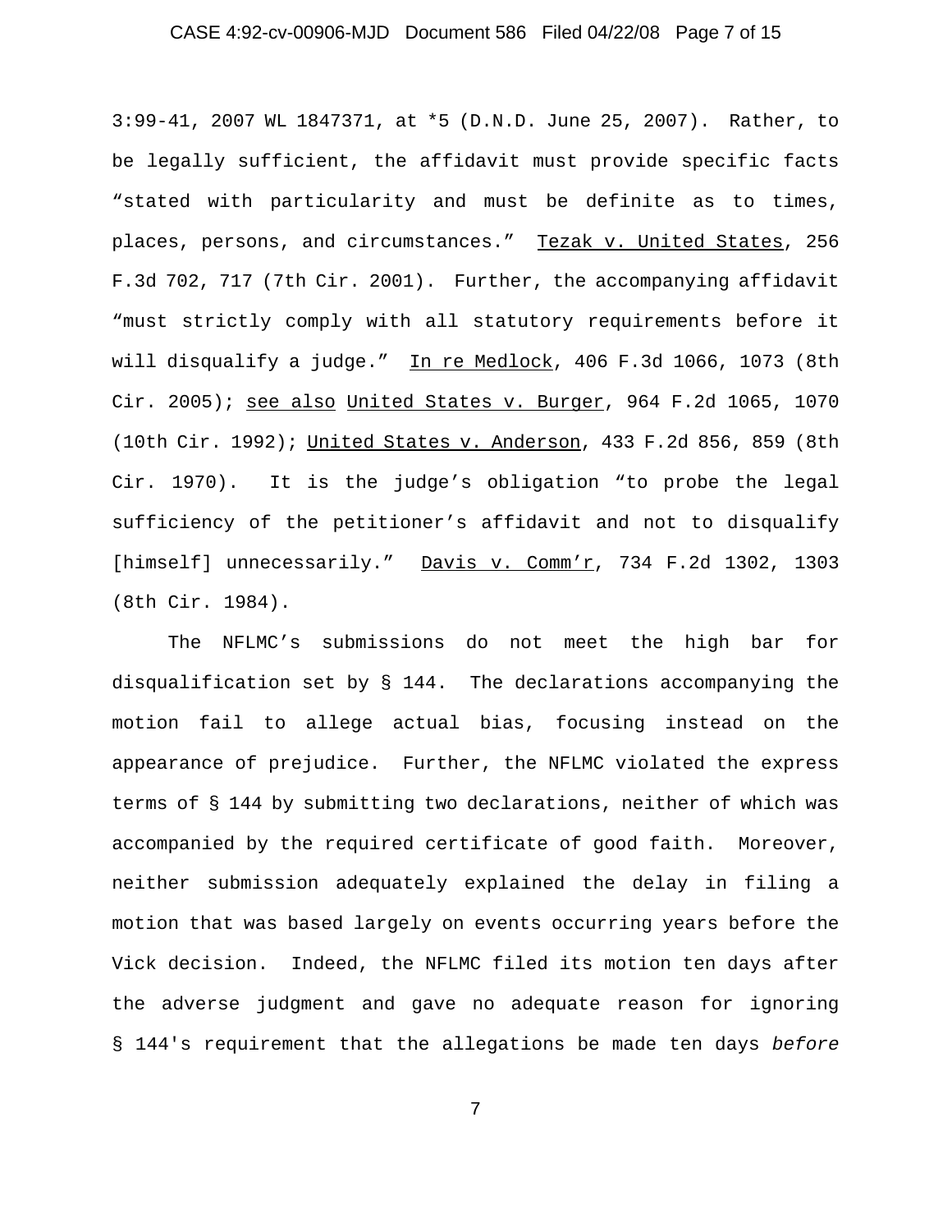3:99-41, 2007 WL 1847371, at *5 (D.N.D. June 25, 2007). Rather, to be legally sufficient, the affidavit must provide specific facts "stated with particularity and must be definite as to times, places, persons, and circumstances." Tezak v. United States, 256 F.3d 702, 717 (7th Cir. 2001). Further, the accompanying affidavit "must strictly comply with all statutory requirements before it will disqualify a judge." In re Medlock, 406 F.3d 1066, 1073 (8th Cir. 2005); see also United States v. Burger, 964 F.2d 1065, 1070 (10th Cir. 1992); United States v. Anderson, 433 F.2d 856, 859 (8th Cir. 1970). It is the judge's obligation "to probe the legal sufficiency of the petitioner's affidavit and not to disqualify [himself] unnecessarily." Davis v. Comm'r, 734 F.2d 1302, 1303 (8th Cir. 1984).

The NFLMC's submissions do not meet the high bar for disqualification set by § 144. The declarations accompanying the motion fail to allege actual bias, focusing instead on the appearance of prejudice. Further, the NFLMC violated the express terms of § 144 by submitting two declarations, neither of which was accompanied by the required certificate of good faith. Moreover, neither submission adequately explained the delay in filing a motion that was based largely on events occurring years before the Vick decision. Indeed, the NFLMC filed its motion ten days after the adverse judgment and gave no adequate reason for ignoring § 144's requirement that the allegations be made ten days *before*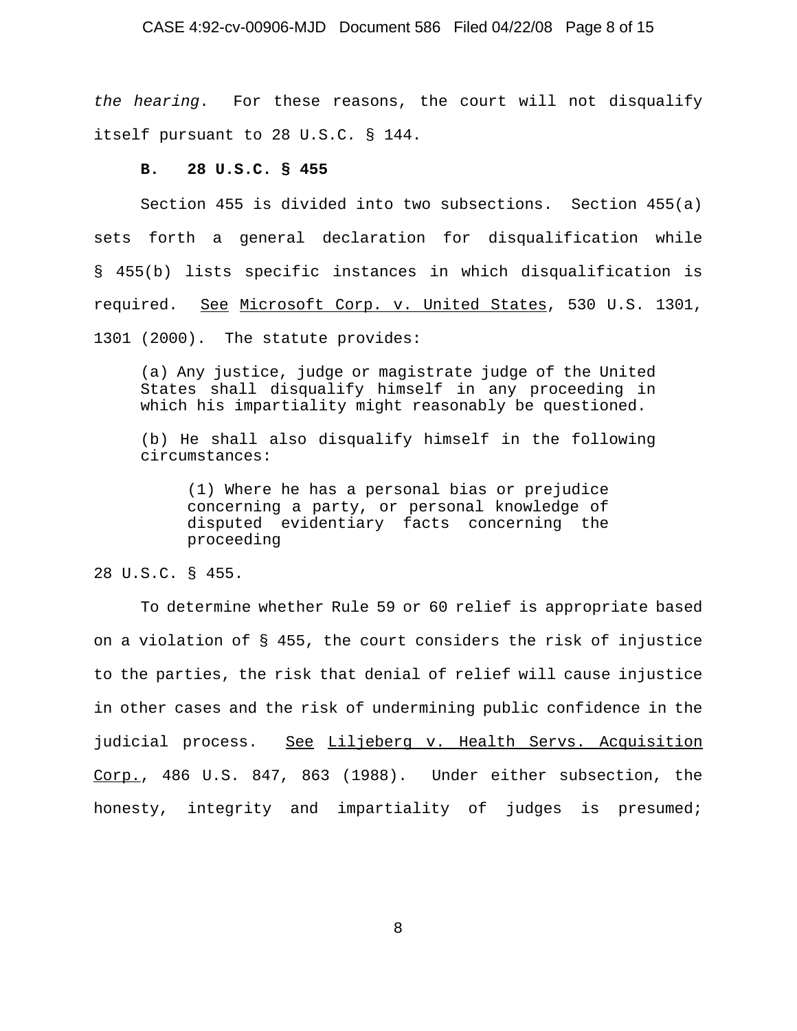*the hearing*. For these reasons, the court will not disqualify itself pursuant to 28 U.S.C. § 144.

**B. 28 U.S.C. § 455**

Section 455 is divided into two subsections. Section 455(a) sets forth a general declaration for disqualification while § 455(b) lists specific instances in which disqualification is required. See Microsoft Corp. v. United States, 530 U.S. 1301, 1301 (2000). The statute provides:

> (a) Any justice, judge or magistrate judge of the United States shall disqualify himself in any proceeding in which his impartiality might reasonably be questioned.
>
> (b) He shall also disqualify himself in the following circumstances:
>
> > (1) Where he has a personal bias or prejudice concerning a party, or personal knowledge of disputed evidentiary facts concerning the proceeding

28 U.S.C. § 455.

To determine whether Rule 59 or 60 relief is appropriate based on a violation of § 455, the court considers the risk of injustice to the parties, the risk that denial of relief will cause injustice in other cases and the risk of undermining public confidence in the judicial process. See Liljeberg v. Health Servs. Acquisition Corp., 486 U.S. 847, 863 (1988). Under either subsection, the honesty, integrity and impartiality of judges is presumed;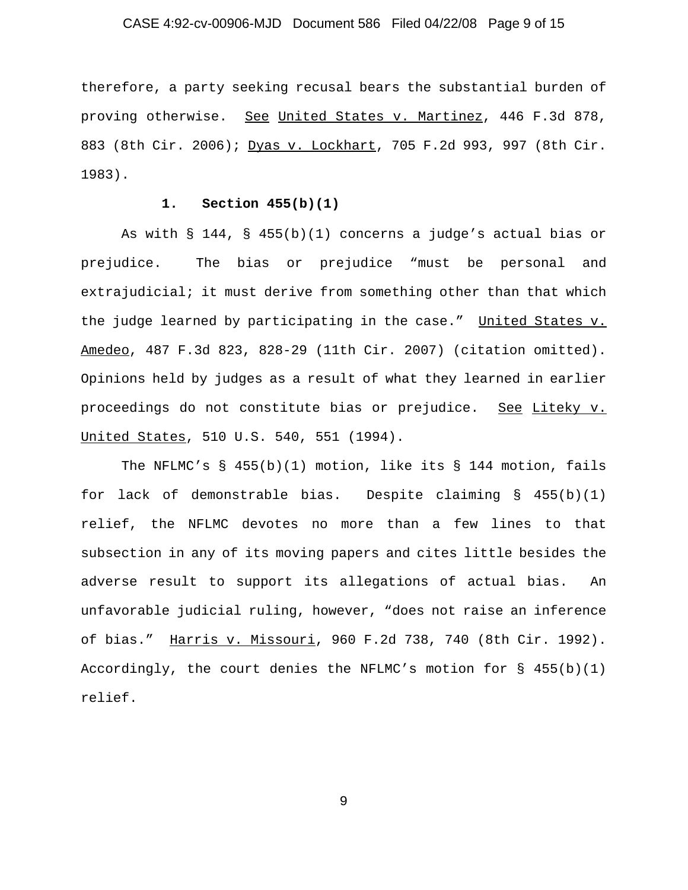therefore, a party seeking recusal bears the substantial burden of proving otherwise. See United States v. Martinez, 446 F.3d 878, 883 (8th Cir. 2006); Dyas v. Lockhart, 705 F.2d 993, 997 (8th Cir. 1983).

### 1. Section 455(b)(1)

As with § 144, § 455(b)(1) concerns a judge's actual bias or prejudice. The bias or prejudice "must be personal and extrajudicial; it must derive from something other than that which the judge learned by participating in the case." United States v. Amedeo, 487 F.3d 823, 828-29 (11th Cir. 2007) (citation omitted). Opinions held by judges as a result of what they learned in earlier proceedings do not constitute bias or prejudice. See Liteky v. United States, 510 U.S. 540, 551 (1994).

The NFLMC's § 455(b)(1) motion, like its § 144 motion, fails for lack of demonstrable bias. Despite claiming § 455(b)(1) relief, the NFLMC devotes no more than a few lines to that subsection in any of its moving papers and cites little besides the adverse result to support its allegations of actual bias. An unfavorable judicial ruling, however, "does not raise an inference of bias." Harris v. Missouri, 960 F.2d 738, 740 (8th Cir. 1992). Accordingly, the court denies the NFLMC's motion for § 455(b)(1) relief.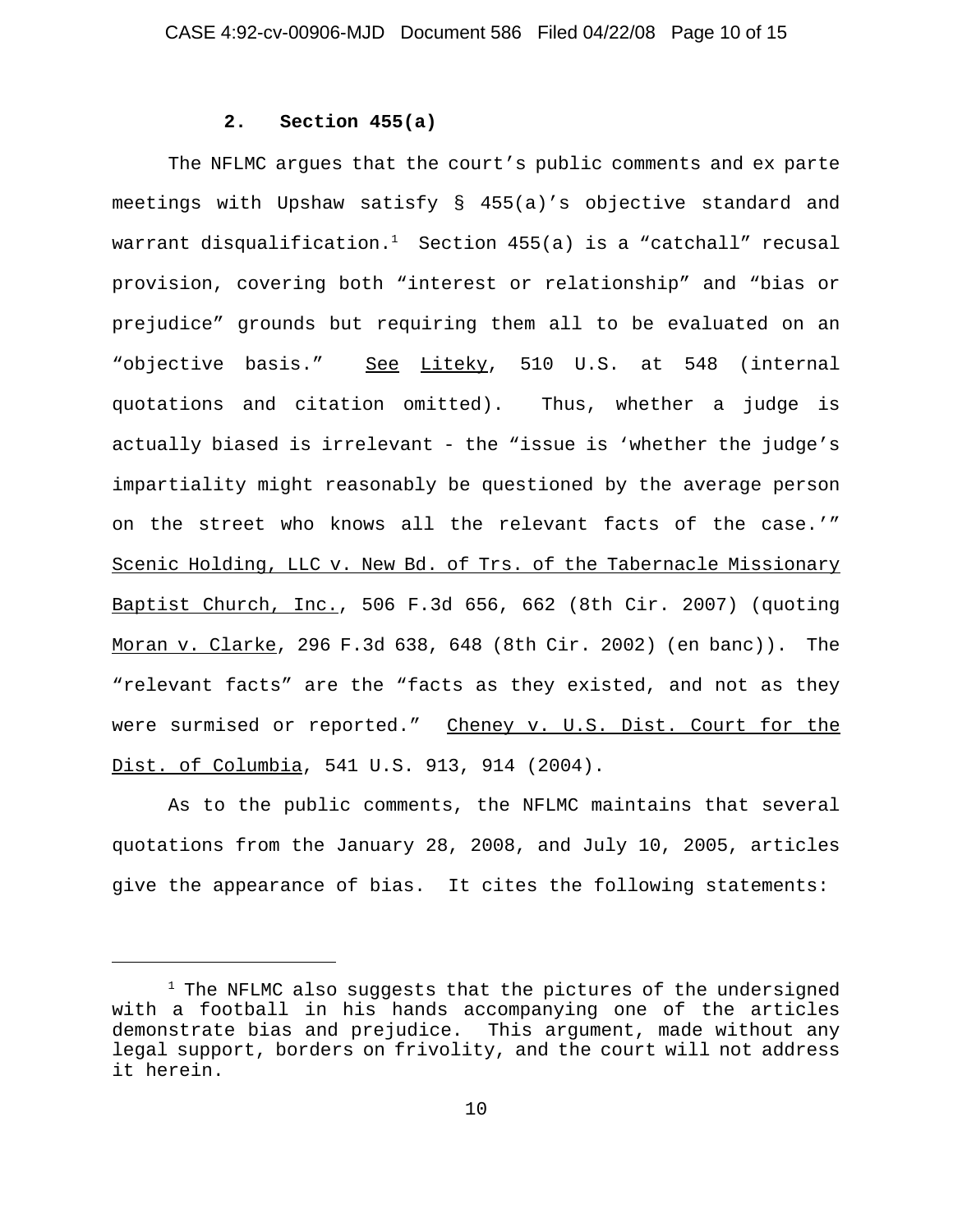### 2. Section 455(a)

The NFLMC argues that the court's public comments and ex parte meetings with Upshaw satisfy § 455(a)'s objective standard and warrant disqualification.[1] Section 455(a) is a "catchall" recusal provision, covering both "interest or relationship" and "bias or prejudice" grounds but requiring them all to be evaluated on an "objective basis." See Liteky, 510 U.S. at 548 (internal quotations and citation omitted). Thus, whether a judge is actually biased is irrelevant - the "issue is 'whether the judge's impartiality might reasonably be questioned by the average person on the street who knows all the relevant facts of the case.'" Scenic Holding, LLC v. New Bd. of Trs. of the Tabernacle Missionary Baptist Church, Inc., 506 F.3d 656, 662 (8th Cir. 2007) (quoting Moran v. Clarke, 296 F.3d 638, 648 (8th Cir. 2002) (en banc)). The "relevant facts" are the "facts as they existed, and not as they were surmised or reported." Cheney v. U.S. Dist. Court for the Dist. of Columbia, 541 U.S. 913, 914 (2004).

As to the public comments, the NFLMC maintains that several quotations from the January 28, 2008, and July 10, 2005, articles give the appearance of bias. It cites the following statements:

[1] The NFLMC also suggests that the pictures of the undersigned with a football in his hands accompanying one of the articles demonstrate bias and prejudice. This argument, made without any legal support, borders on frivolity, and the court will not address it herein.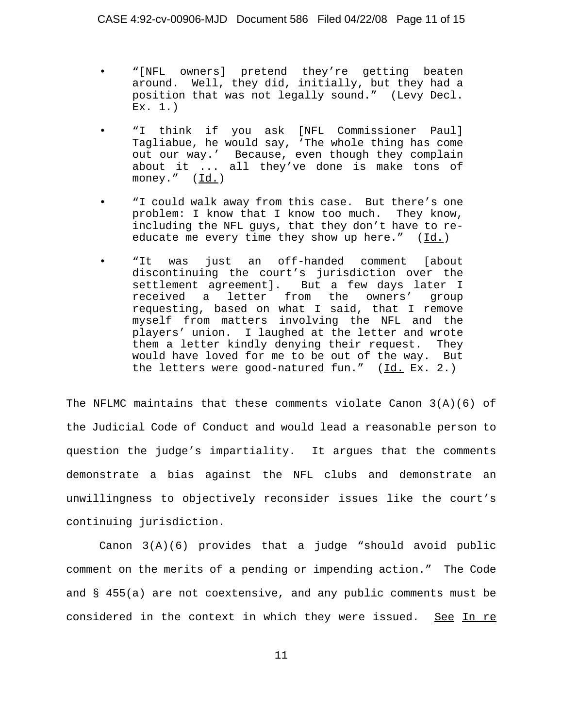- "[NFL owners] pretend they're getting beaten around. Well, they did, initially, but they had a position that was not legally sound." (Levy Decl. Ex. 1.)

- "I think if you ask [NFL Commissioner Paul] Tagliabue, he would say, 'The whole thing has come out our way.' Because, even though they complain about it ... all they've done is make tons of money." (Id.)

- "I could walk away from this case. But there's one problem: I know that I know too much. They know, including the NFL guys, that they don't have to re-educate me every time they show up here." (Id.)

- "It was just an off-handed comment [about discontinuing the court's jurisdiction over the settlement agreement]. But a few days later I received a letter from the owners' group requesting, based on what I said, that I remove myself from matters involving the NFL and the players' union. I laughed at the letter and wrote them a letter kindly denying their request. They would have loved for me to be out of the way. But the letters were good-natured fun." (Id. Ex. 2.)

The NFLMC maintains that these comments violate Canon 3(A)(6) of the Judicial Code of Conduct and would lead a reasonable person to question the judge's impartiality. It argues that the comments demonstrate a bias against the NFL clubs and demonstrate an unwillingness to objectively reconsider issues like the court's continuing jurisdiction.

Canon 3(A)(6) provides that a judge "should avoid public comment on the merits of a pending or impending action." The Code and § 455(a) are not coextensive, and any public comments must be considered in the context in which they were issued. See In re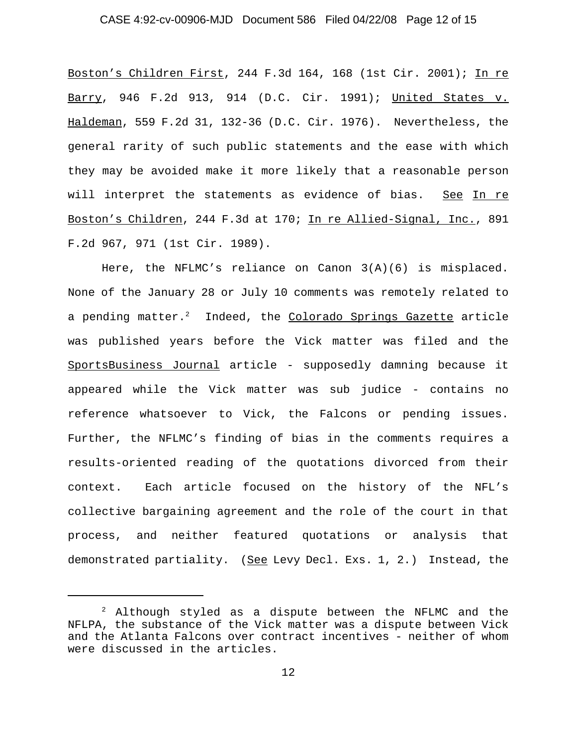Boston's Children First, 244 F.3d 164, 168 (1st Cir. 2001); In re Barry, 946 F.2d 913, 914 (D.C. Cir. 1991); United States v. Haldeman, 559 F.2d 31, 132-36 (D.C. Cir. 1976). Nevertheless, the general rarity of such public statements and the ease with which they may be avoided make it more likely that a reasonable person will interpret the statements as evidence of bias. See In re Boston's Children, 244 F.3d at 170; In re Allied-Signal, Inc., 891 F.2d 967, 971 (1st Cir. 1989).

Here, the NFLMC's reliance on Canon 3(A)(6) is misplaced. None of the January 28 or July 10 comments was remotely related to a pending matter.[2] Indeed, the Colorado Springs Gazette article was published years before the Vick matter was filed and the SportsBusiness Journal article - supposedly damning because it appeared while the Vick matter was sub judice - contains no reference whatsoever to Vick, the Falcons or pending issues. Further, the NFLMC's finding of bias in the comments requires a results-oriented reading of the quotations divorced from their context. Each article focused on the history of the NFL's collective bargaining agreement and the role of the court in that process, and neither featured quotations or analysis that demonstrated partiality. (See Levy Decl. Exs. 1, 2.) Instead, the

[2] Although styled as a dispute between the NFLMC and the NFLPA, the substance of the Vick matter was a dispute between Vick and the Atlanta Falcons over contract incentives - neither of whom were discussed in the articles.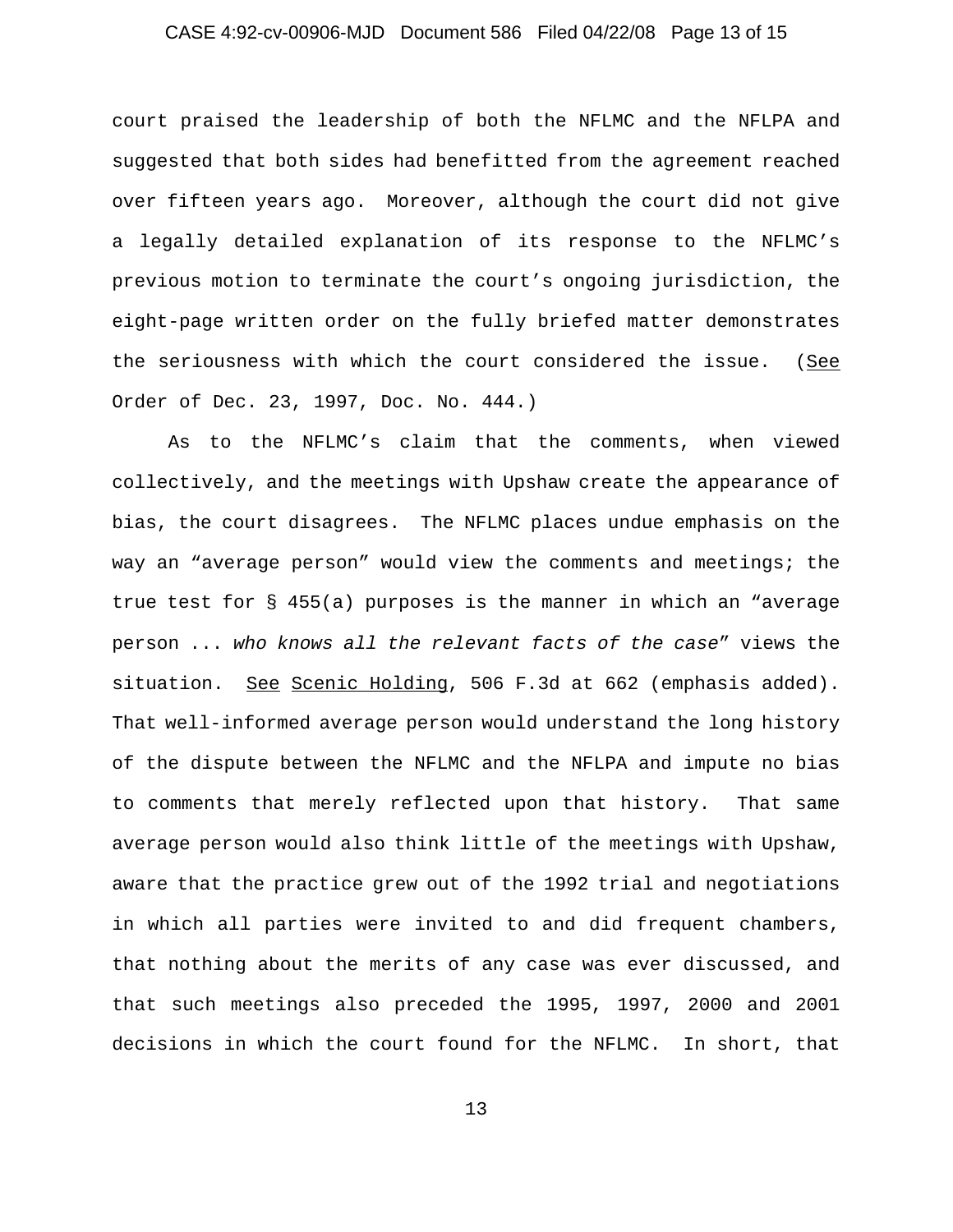court praised the leadership of both the NFLMC and the NFLPA and suggested that both sides had benefitted from the agreement reached over fifteen years ago. Moreover, although the court did not give a legally detailed explanation of its response to the NFLMC's previous motion to terminate the court's ongoing jurisdiction, the eight-page written order on the fully briefed matter demonstrates the seriousness with which the court considered the issue. (See Order of Dec. 23, 1997, Doc. No. 444.)

As to the NFLMC's claim that the comments, when viewed collectively, and the meetings with Upshaw create the appearance of bias, the court disagrees. The NFLMC places undue emphasis on the way an "average person" would view the comments and meetings; the true test for § 455(a) purposes is the manner in which an "average person ... *who knows all the relevant facts of the case*" views the situation. See Scenic Holding, 506 F.3d at 662 (emphasis added). That well-informed average person would understand the long history of the dispute between the NFLMC and the NFLPA and impute no bias to comments that merely reflected upon that history. That same average person would also think little of the meetings with Upshaw, aware that the practice grew out of the 1992 trial and negotiations in which all parties were invited to and did frequent chambers, that nothing about the merits of any case was ever discussed, and that such meetings also preceded the 1995, 1997, 2000 and 2001 decisions in which the court found for the NFLMC. In short, that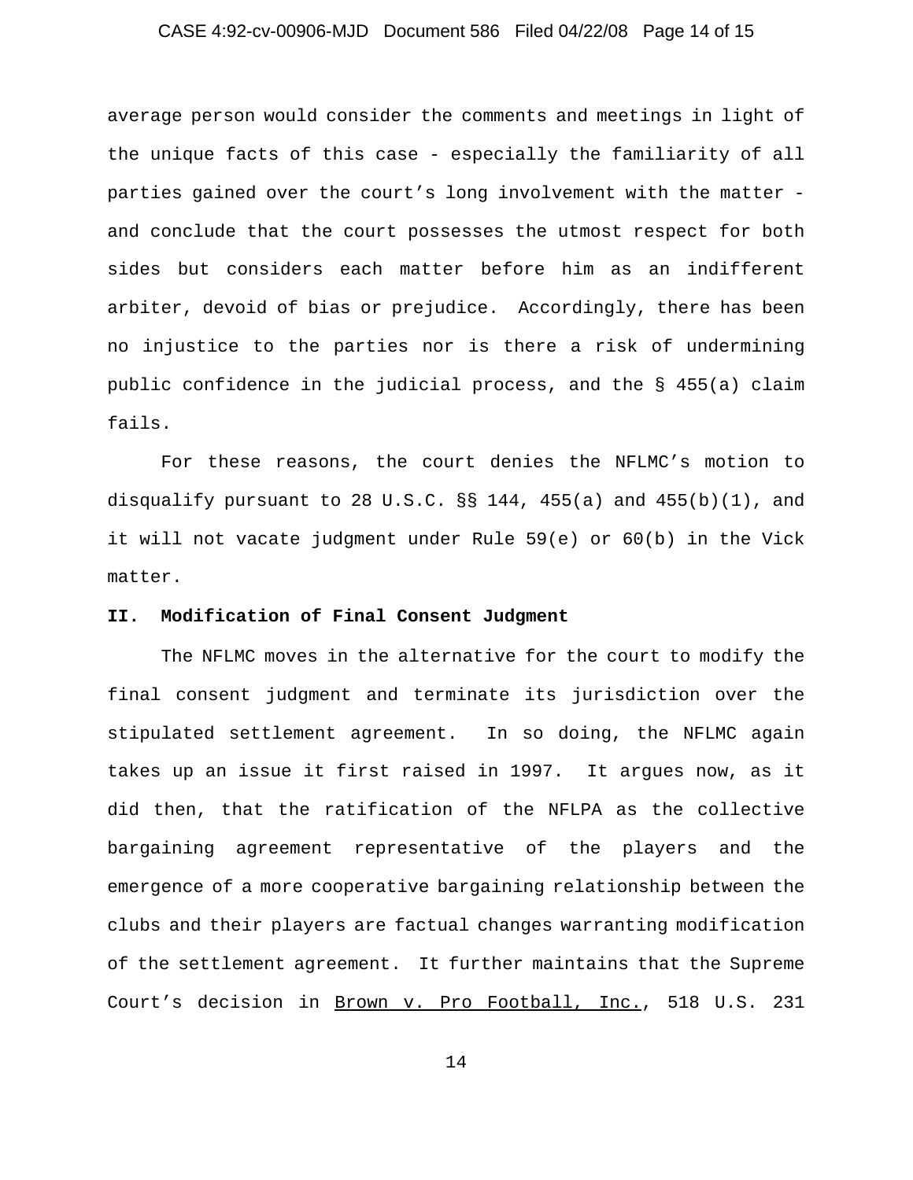average person would consider the comments and meetings in light of the unique facts of this case - especially the familiarity of all parties gained over the court's long involvement with the matter - and conclude that the court possesses the utmost respect for both sides but considers each matter before him as an indifferent arbiter, devoid of bias or prejudice. Accordingly, there has been no injustice to the parties nor is there a risk of undermining public confidence in the judicial process, and the § 455(a) claim fails.

For these reasons, the court denies the NFLMC's motion to disqualify pursuant to 28 U.S.C. §§ 144, 455(a) and 455(b)(1), and it will not vacate judgment under Rule 59(e) or 60(b) in the Vick matter.

**II. Modification of Final Consent Judgment**

The NFLMC moves in the alternative for the court to modify the final consent judgment and terminate its jurisdiction over the stipulated settlement agreement. In so doing, the NFLMC again takes up an issue it first raised in 1997. It argues now, as it did then, that the ratification of the NFLPA as the collective bargaining agreement representative of the players and the emergence of a more cooperative bargaining relationship between the clubs and their players are factual changes warranting modification of the settlement agreement. It further maintains that the Supreme Court's decision in <u>Brown v. Pro Football, Inc.</u>, 518 U.S. 231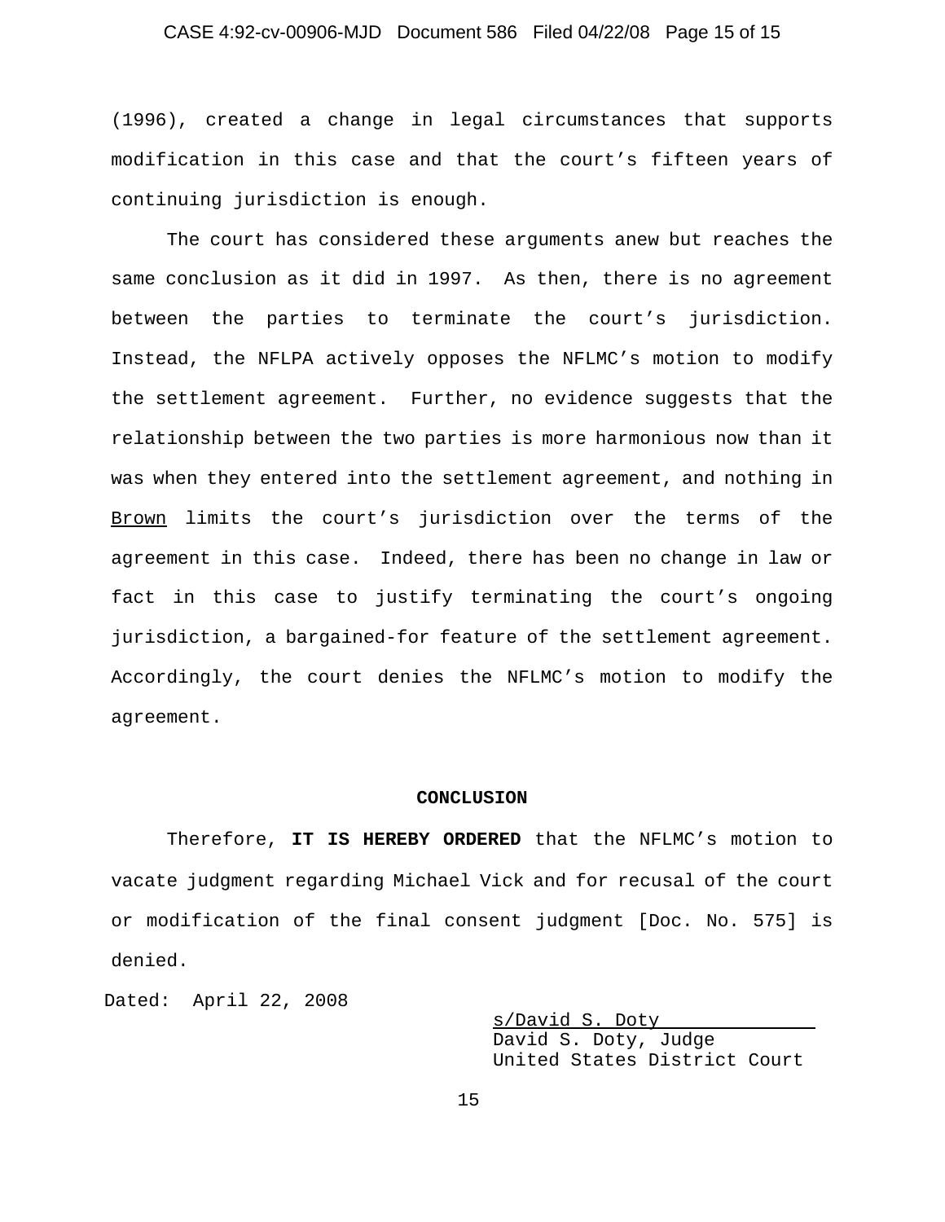(1996), created a change in legal circumstances that supports modification in this case and that the court's fifteen years of continuing jurisdiction is enough.

The court has considered these arguments anew but reaches the same conclusion as it did in 1997. As then, there is no agreement between the parties to terminate the court's jurisdiction. Instead, the NFLPA actively opposes the NFLMC's motion to modify the settlement agreement. Further, no evidence suggests that the relationship between the two parties is more harmonious now than it was when they entered into the settlement agreement, and nothing in Brown limits the court's jurisdiction over the terms of the agreement in this case. Indeed, there has been no change in law or fact in this case to justify terminating the court's ongoing jurisdiction, a bargained-for feature of the settlement agreement. Accordingly, the court denies the NFLMC's motion to modify the agreement.

**CONCLUSION**

Therefore, **IT IS HEREBY ORDERED** that the NFLMC's motion to vacate judgment regarding Michael Vick and for recusal of the court or modification of the final consent judgment [Doc. No. 575] is denied.

Dated: April 22, 2008

s/David S. Doty
David S. Doty, Judge
United States District Court